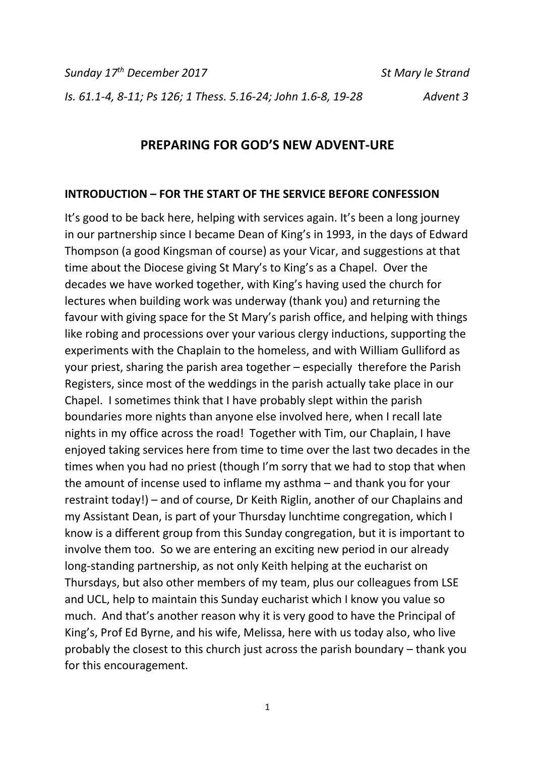*Sunday 17th December 2017* *St Mary le Strand*

*Is. 61.1-4, 8-11; Ps 126; 1 Thess. 5.16-24; John 1.6-8, 19-28* *Advent 3*

# PREPARING FOR GOD'S NEW ADVENT-URE

## INTRODUCTION – FOR THE START OF THE SERVICE BEFORE CONFESSION

It's good to be back here, helping with services again. It's been a long journey in our partnership since I became Dean of King's in 1993, in the days of Edward Thompson (a good Kingsman of course) as your Vicar, and suggestions at that time about the Diocese giving St Mary's to King's as a Chapel. Over the decades we have worked together, with King's having used the church for lectures when building work was underway (thank you) and returning the favour with giving space for the St Mary's parish office, and helping with things like robing and processions over your various clergy inductions, supporting the experiments with the Chaplain to the homeless, and with William Gulliford as your priest, sharing the parish area together – especially therefore the Parish Registers, since most of the weddings in the parish actually take place in our Chapel. I sometimes think that I have probably slept within the parish boundaries more nights than anyone else involved here, when I recall late nights in my office across the road! Together with Tim, our Chaplain, I have enjoyed taking services here from time to time over the last two decades in the times when you had no priest (though I'm sorry that we had to stop that when the amount of incense used to inflame my asthma – and thank you for your restraint today!) – and of course, Dr Keith Riglin, another of our Chaplains and my Assistant Dean, is part of your Thursday lunchtime congregation, which I know is a different group from this Sunday congregation, but it is important to involve them too. So we are entering an exciting new period in our already long-standing partnership, as not only Keith helping at the eucharist on Thursdays, but also other members of my team, plus our colleagues from LSE and UCL, help to maintain this Sunday eucharist which I know you value so much. And that's another reason why it is very good to have the Principal of King's, Prof Ed Byrne, and his wife, Melissa, here with us today also, who live probably the closest to this church just across the parish boundary – thank you for this encouragement.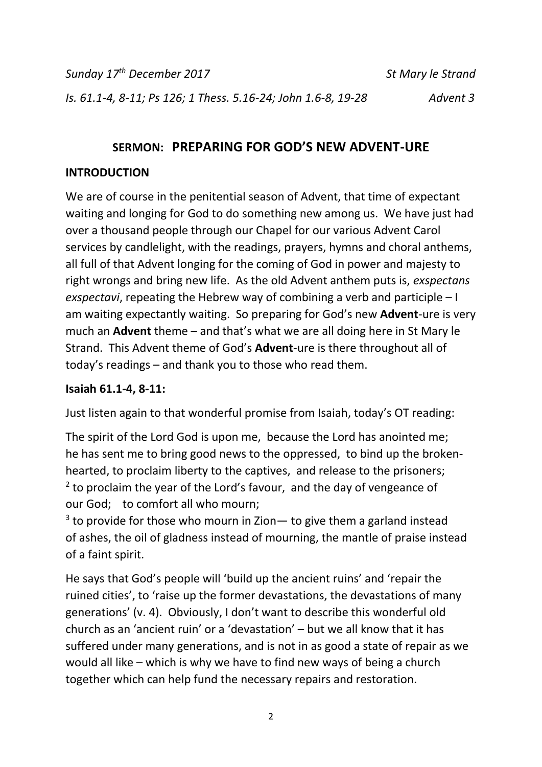*Sunday 17th December 2017* *St Mary le Strand*

*Is. 61.1-4, 8-11; Ps 126; 1 Thess. 5.16-24; John 1.6-8, 19-28* *Advent 3*

## SERMON: PREPARING FOR GOD'S NEW ADVENT-URE

### INTRODUCTION

We are of course in the penitential season of Advent, that time of expectant waiting and longing for God to do something new among us. We have just had over a thousand people through our Chapel for our various Advent Carol services by candlelight, with the readings, prayers, hymns and choral anthems, all full of that Advent longing for the coming of God in power and majesty to right wrongs and bring new life. As the old Advent anthem puts is, *exspectans exspectavi*, repeating the Hebrew way of combining a verb and participle – I am waiting expectantly waiting. So preparing for God's new **Advent**-ure is very much an **Advent** theme – and that's what we are all doing here in St Mary le Strand. This Advent theme of God's **Advent**-ure is there throughout all of today's readings – and thank you to those who read them.

### Isaiah 61.1-4, 8-11:

Just listen again to that wonderful promise from Isaiah, today's OT reading:

The spirit of the Lord God is upon me, because the Lord has anointed me; he has sent me to bring good news to the oppressed, to bind up the broken-hearted, to proclaim liberty to the captives, and release to the prisoners; [2] to proclaim the year of the Lord's favour, and the day of vengeance of our God; to comfort all who mourn;
[3] to provide for those who mourn in Zion— to give them a garland instead of ashes, the oil of gladness instead of mourning, the mantle of praise instead of a faint spirit.

He says that God's people will 'build up the ancient ruins' and 'repair the ruined cities', to 'raise up the former devastations, the devastations of many generations' (v. 4). Obviously, I don't want to describe this wonderful old church as an 'ancient ruin' or a 'devastation' – but we all know that it has suffered under many generations, and is not in as good a state of repair as we would all like – which is why we have to find new ways of being a church together which can help fund the necessary repairs and restoration.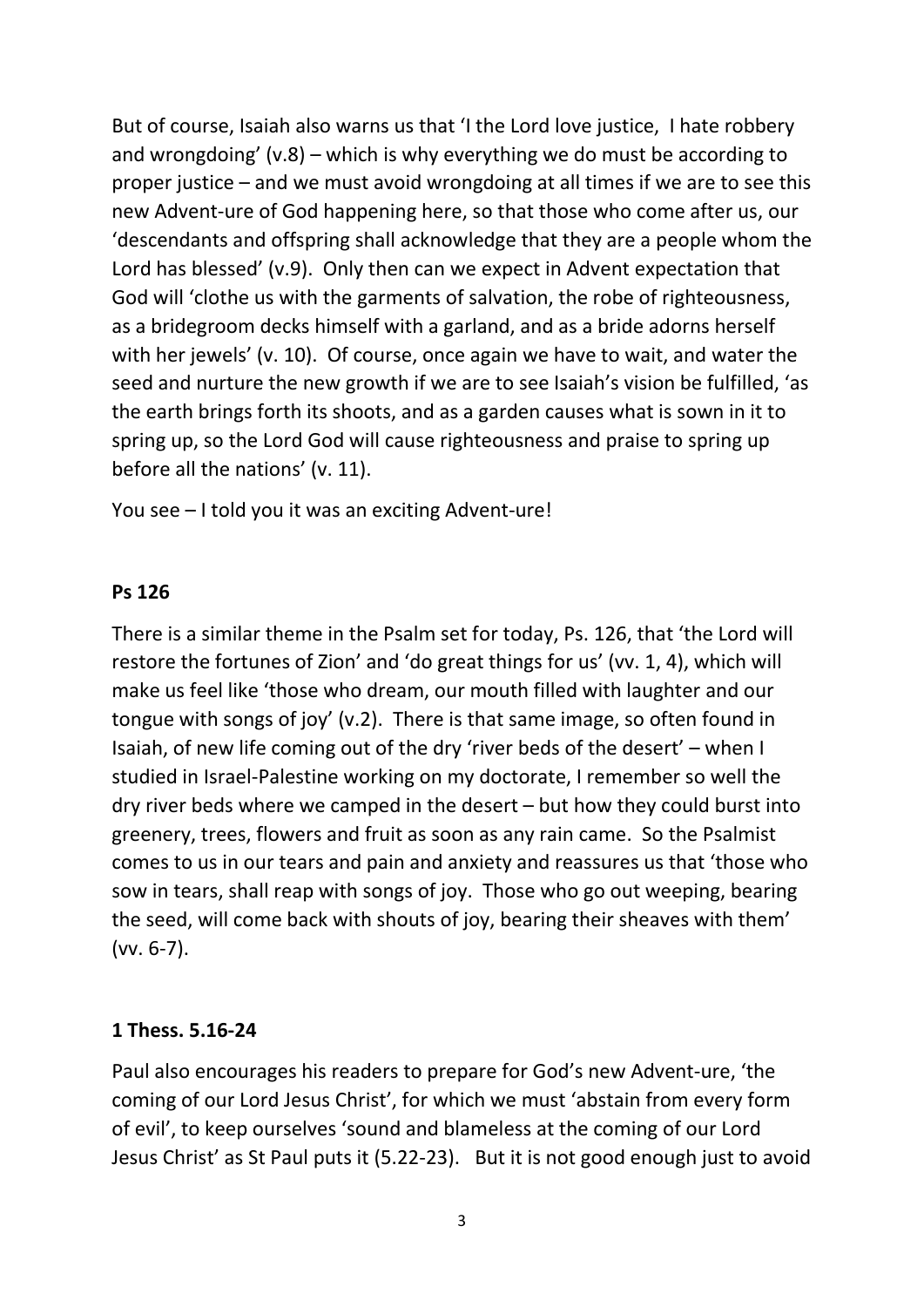But of course, Isaiah also warns us that 'I the Lord love justice, I hate robbery and wrongdoing' (v.8) – which is why everything we do must be according to proper justice – and we must avoid wrongdoing at all times if we are to see this new Advent-ure of God happening here, so that those who come after us, our 'descendants and offspring shall acknowledge that they are a people whom the Lord has blessed' (v.9). Only then can we expect in Advent expectation that God will 'clothe us with the garments of salvation, the robe of righteousness, as a bridegroom decks himself with a garland, and as a bride adorns herself with her jewels' (v. 10). Of course, once again we have to wait, and water the seed and nurture the new growth if we are to see Isaiah's vision be fulfilled, 'as the earth brings forth its shoots, and as a garden causes what is sown in it to spring up, so the Lord God will cause righteousness and praise to spring up before all the nations' (v. 11).

You see – I told you it was an exciting Advent-ure!

**Ps 126**

There is a similar theme in the Psalm set for today, Ps. 126, that 'the Lord will restore the fortunes of Zion' and 'do great things for us' (vv. 1, 4), which will make us feel like 'those who dream, our mouth filled with laughter and our tongue with songs of joy' (v.2). There is that same image, so often found in Isaiah, of new life coming out of the dry 'river beds of the desert' – when I studied in Israel-Palestine working on my doctorate, I remember so well the dry river beds where we camped in the desert – but how they could burst into greenery, trees, flowers and fruit as soon as any rain came. So the Psalmist comes to us in our tears and pain and anxiety and reassures us that 'those who sow in tears, shall reap with songs of joy. Those who go out weeping, bearing the seed, will come back with shouts of joy, bearing their sheaves with them' (vv. 6-7).

**1 Thess. 5.16-24**

Paul also encourages his readers to prepare for God's new Advent-ure, 'the coming of our Lord Jesus Christ', for which we must 'abstain from every form of evil', to keep ourselves 'sound and blameless at the coming of our Lord Jesus Christ' as St Paul puts it (5.22-23). But it is not good enough just to avoid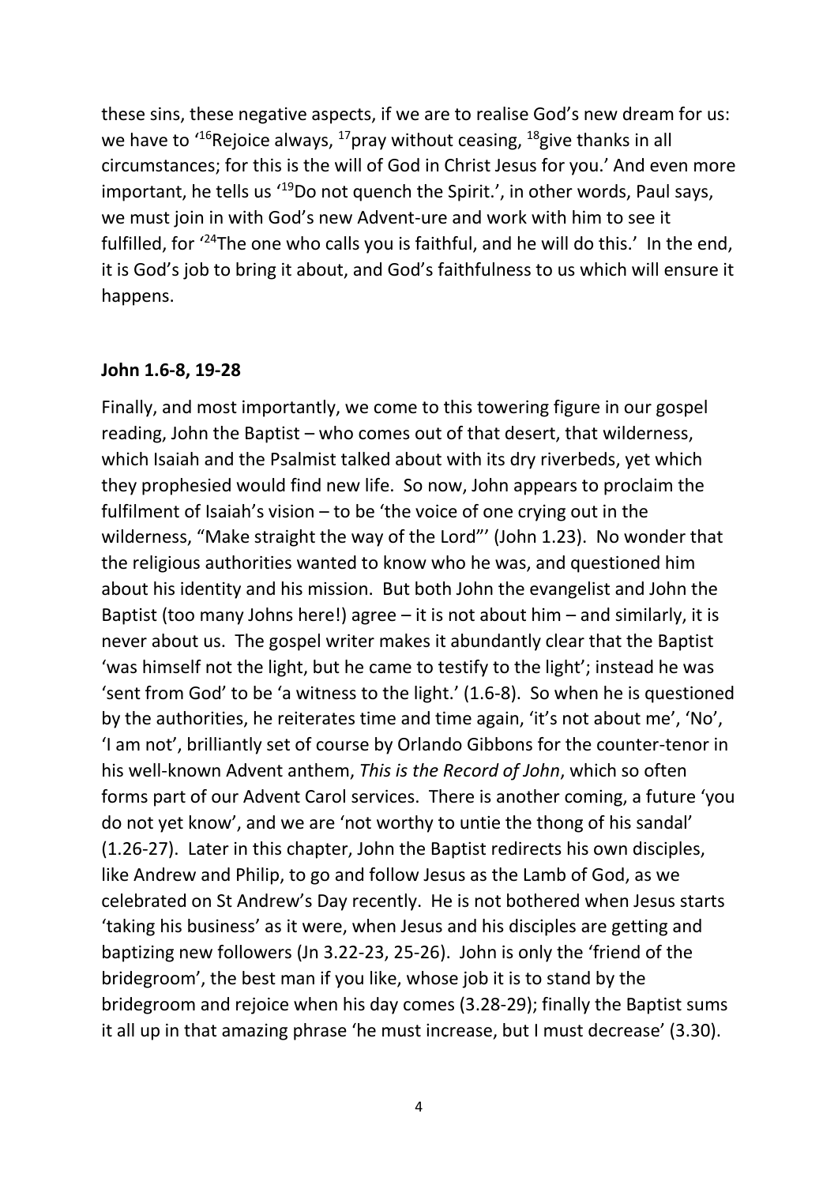these sins, these negative aspects, if we are to realise God's new dream for us: we have to '[16]Rejoice always, [17]pray without ceasing, [18]give thanks in all circumstances; for this is the will of God in Christ Jesus for you.' And even more important, he tells us '[19]Do not quench the Spirit.', in other words, Paul says, we must join in with God's new Advent-ure and work with him to see it fulfilled, for '[24]The one who calls you is faithful, and he will do this.' In the end, it is God's job to bring it about, and God's faithfulness to us which will ensure it happens.

**John 1.6-8, 19-28**

Finally, and most importantly, we come to this towering figure in our gospel reading, John the Baptist – who comes out of that desert, that wilderness, which Isaiah and the Psalmist talked about with its dry riverbeds, yet which they prophesied would find new life. So now, John appears to proclaim the fulfilment of Isaiah's vision – to be 'the voice of one crying out in the wilderness, "Make straight the way of the Lord"' (John 1.23). No wonder that the religious authorities wanted to know who he was, and questioned him about his identity and his mission. But both John the evangelist and John the Baptist (too many Johns here!) agree – it is not about him – and similarly, it is never about us. The gospel writer makes it abundantly clear that the Baptist 'was himself not the light, but he came to testify to the light'; instead he was 'sent from God' to be 'a witness to the light.' (1.6-8). So when he is questioned by the authorities, he reiterates time and time again, 'it's not about me', 'No', 'I am not', brilliantly set of course by Orlando Gibbons for the counter-tenor in his well-known Advent anthem, *This is the Record of John*, which so often forms part of our Advent Carol services. There is another coming, a future 'you do not yet know', and we are 'not worthy to untie the thong of his sandal' (1.26-27). Later in this chapter, John the Baptist redirects his own disciples, like Andrew and Philip, to go and follow Jesus as the Lamb of God, as we celebrated on St Andrew's Day recently. He is not bothered when Jesus starts 'taking his business' as it were, when Jesus and his disciples are getting and baptizing new followers (Jn 3.22-23, 25-26). John is only the 'friend of the bridegroom', the best man if you like, whose job it is to stand by the bridegroom and rejoice when his day comes (3.28-29); finally the Baptist sums it all up in that amazing phrase 'he must increase, but I must decrease' (3.30).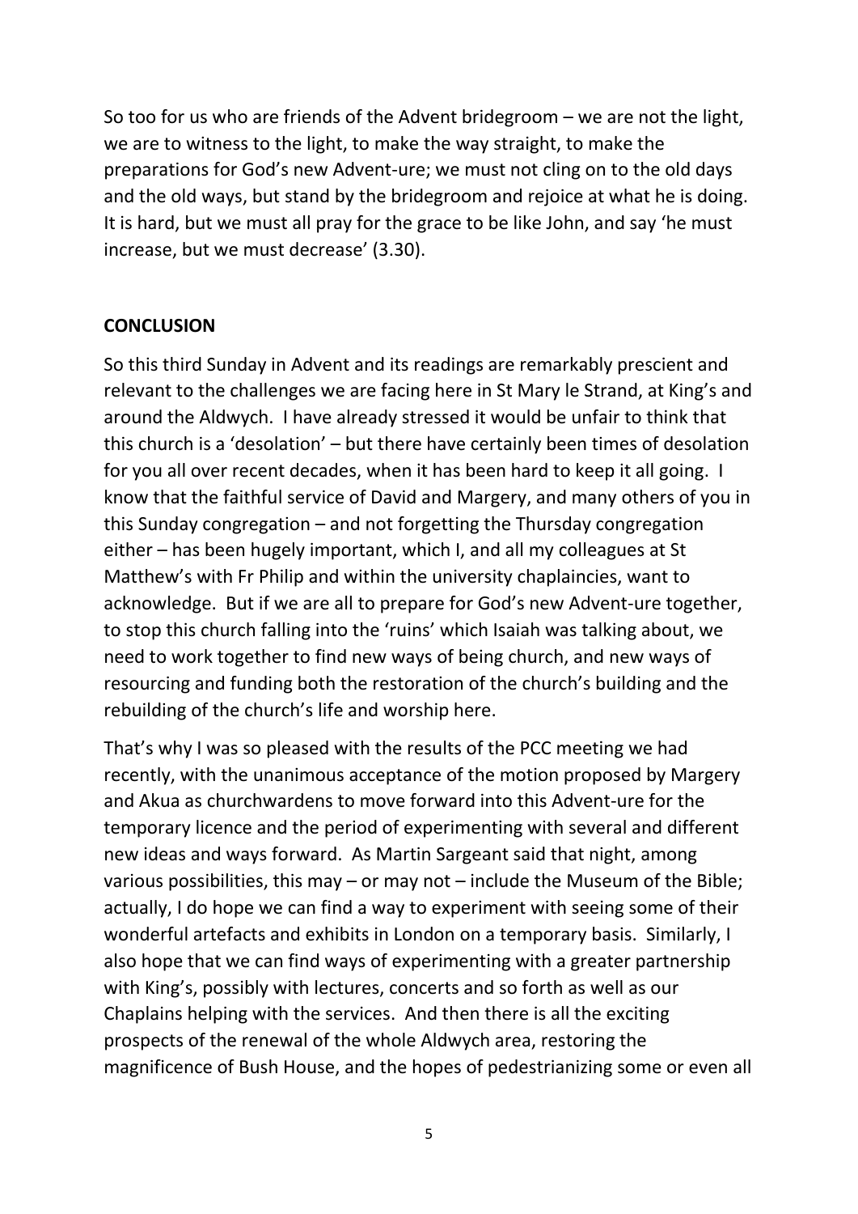So too for us who are friends of the Advent bridegroom – we are not the light, we are to witness to the light, to make the way straight, to make the preparations for God's new Advent-ure; we must not cling on to the old days and the old ways, but stand by the bridegroom and rejoice at what he is doing. It is hard, but we must all pray for the grace to be like John, and say 'he must increase, but we must decrease' (3.30).

**CONCLUSION**

So this third Sunday in Advent and its readings are remarkably prescient and relevant to the challenges we are facing here in St Mary le Strand, at King's and around the Aldwych. I have already stressed it would be unfair to think that this church is a 'desolation' – but there have certainly been times of desolation for you all over recent decades, when it has been hard to keep it all going. I know that the faithful service of David and Margery, and many others of you in this Sunday congregation – and not forgetting the Thursday congregation either – has been hugely important, which I, and all my colleagues at St Matthew's with Fr Philip and within the university chaplaincies, want to acknowledge. But if we are all to prepare for God's new Advent-ure together, to stop this church falling into the 'ruins' which Isaiah was talking about, we need to work together to find new ways of being church, and new ways of resourcing and funding both the restoration of the church's building and the rebuilding of the church's life and worship here.

That's why I was so pleased with the results of the PCC meeting we had recently, with the unanimous acceptance of the motion proposed by Margery and Akua as churchwardens to move forward into this Advent-ure for the temporary licence and the period of experimenting with several and different new ideas and ways forward. As Martin Sargeant said that night, among various possibilities, this may – or may not – include the Museum of the Bible; actually, I do hope we can find a way to experiment with seeing some of their wonderful artefacts and exhibits in London on a temporary basis. Similarly, I also hope that we can find ways of experimenting with a greater partnership with King's, possibly with lectures, concerts and so forth as well as our Chaplains helping with the services. And then there is all the exciting prospects of the renewal of the whole Aldwych area, restoring the magnificence of Bush House, and the hopes of pedestrianizing some or even all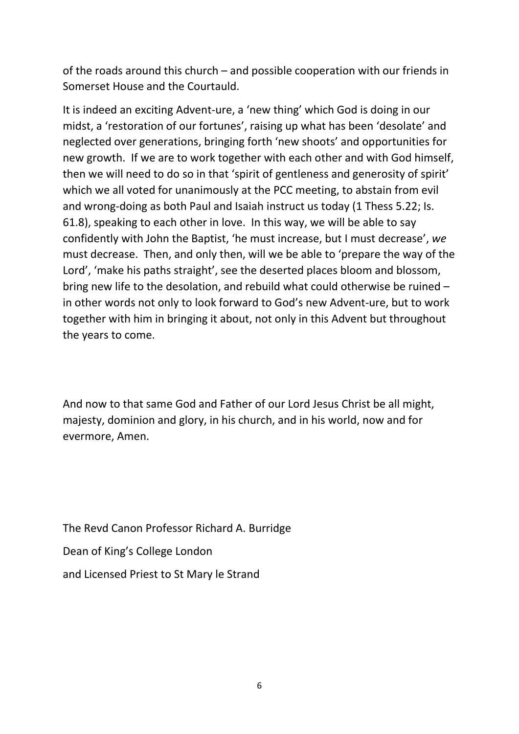of the roads around this church – and possible cooperation with our friends in Somerset House and the Courtauld.

It is indeed an exciting Advent-ure, a 'new thing' which God is doing in our midst, a 'restoration of our fortunes', raising up what has been 'desolate' and neglected over generations, bringing forth 'new shoots' and opportunities for new growth. If we are to work together with each other and with God himself, then we will need to do so in that 'spirit of gentleness and generosity of spirit' which we all voted for unanimously at the PCC meeting, to abstain from evil and wrong-doing as both Paul and Isaiah instruct us today (1 Thess 5.22; Is. 61.8), speaking to each other in love. In this way, we will be able to say confidently with John the Baptist, 'he must increase, but I must decrease', *we* must decrease. Then, and only then, will we be able to 'prepare the way of the Lord', 'make his paths straight', see the deserted places bloom and blossom, bring new life to the desolation, and rebuild what could otherwise be ruined – in other words not only to look forward to God's new Advent-ure, but to work together with him in bringing it about, not only in this Advent but throughout the years to come.

And now to that same God and Father of our Lord Jesus Christ be all might, majesty, dominion and glory, in his church, and in his world, now and for evermore, Amen.

The Revd Canon Professor Richard A. Burridge

Dean of King's College London

and Licensed Priest to St Mary le Strand